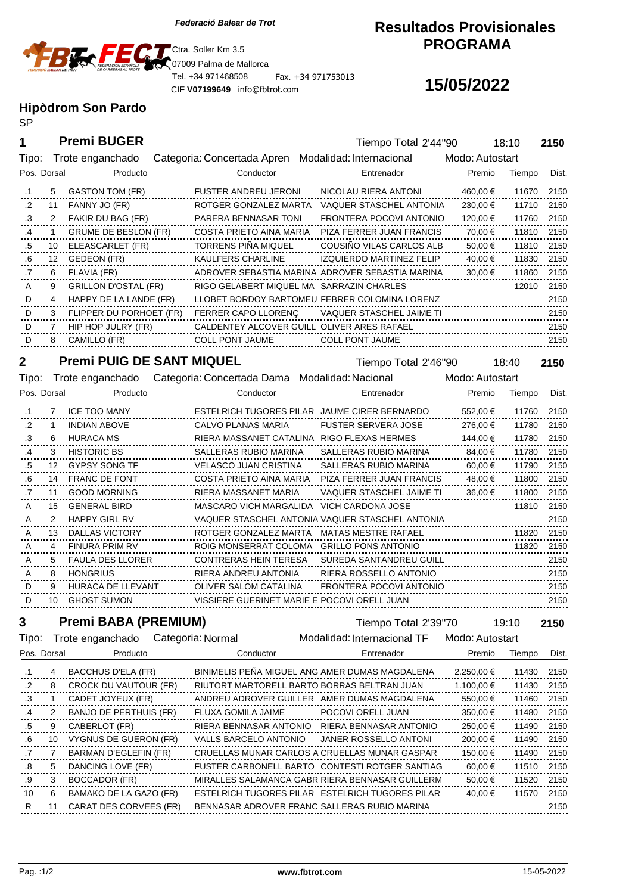*Federació Balear de Trot*

Ctra. Soller Km 3.5
07009 Palma de Mallorca
Tel. +34 971468508 Fax. +34 971753013
CIF **V07199649** info@fbtrot.com

# Resultados Provisionales PROGRAMA

## 15/05/2022

## Hipòdrom Son Pardo

SP

### 1 Premi BUGER

Tiempo Total 2'44''90 — 18:10 — **2150**

Tipo: Trote enganchado — Categoria: Concertada Apren — Modalidad: Internacional — Modo: Autostart

| Pos. | Dorsal | Producto | Conductor | Entrenador | Premio | Tiempo | Dist. |
|---|---|---|---|---|---|---|---|
| .1 | 5 | GASTON TOM (FR) | FUSTER ANDREU JERONI | NICOLAU RIERA ANTONI | 460,00 € | 11670 | 2150 |
| .2 | 11 | FANNY JO (FR) | ROTGER GONZALEZ MARTA | VAQUER STASCHEL ANTONIA | 230,00 € | 11710 | 2150 |
| .3 | 2 | FAKIR DU BAG (FR) | PARERA BENNASAR TONI | FRONTERA POCOVI ANTONIO | 120,00 € | 11760 | 2150 |
| .4 | 1 | GRUME DE BESLON (FR) | COSTA PRIETO AINA MARIA | PIZA FERRER JUAN FRANCIS | 70,00 € | 11810 | 2150 |
| .5 | 10 | ELEASCARLET (FR) | TORRENS PIÑA MIQUEL | COUSIÑO VILAS CARLOS ALB | 50,00 € | 11810 | 2150 |
| .6 | 12 | GEDEON (FR) | KAULFERS CHARLINE | IZQUIERDO MARTINEZ FELIP | 40,00 € | 11830 | 2150 |
| .7 | 6 | FLAVIA (FR) | ADROVER SEBASTIA MARINA | ADROVER SEBASTIA MARINA | 30,00 € | 11860 | 2150 |
| A | 9 | GRILLON D'OSTAL (FR) | RIGO GELABERT MIQUEL MA | SARRAZIN CHARLES | | 12010 | 2150 |
| D | 4 | HAPPY DE LA LANDE (FR) | LLOBET BORDOY BARTOMEU | FEBRER COLOMINA LORENZ | | | 2150 |
| D | 3 | FLIPPER DU PORHOET (FR) | FERRER CAPO LLORENÇ | VAQUER STASCHEL JAIME TI | | | 2150 |
| D | 7 | HIP HOP JULRY (FR) | CALDENTEY ALCOVER GUILL | OLIVER ARES RAFAEL | | | 2150 |
| D | 8 | CAMILLO (FR) | COLL PONT JAUME | COLL PONT JAUME | | | 2150 |

### 2 Premi PUIG DE SANT MIQUEL

Tiempo Total 2'46''90 — 18:40 — **2150**

Tipo: Trote enganchado — Categoria: Concertada Dama — Modalidad: Nacional — Modo: Autostart

| Pos. | Dorsal | Producto | Conductor | Entrenador | Premio | Tiempo | Dist. |
|---|---|---|---|---|---|---|---|
| .1 | 7 | ICE TOO MANY | ESTELRICH TUGORES PILAR | JAUME CIRER BERNARDO | 552,00 € | 11760 | 2150 |
| .2 | 1 | INDIAN ABOVE | CALVO PLANAS MARIA | FUSTER SERVERA JOSE | 276,00 € | 11780 | 2150 |
| .3 | 6 | HURACA MS | RIERA MASSANET CATALINA | RIGO FLEXAS HERMES | 144,00 € | 11780 | 2150 |
| .4 | 3 | HISTORIC BS | SALLERAS RUBIO MARINA | SALLERAS RUBIO MARINA | 84,00 € | 11780 | 2150 |
| .5 | 12 | GYPSY SONG TF | VELASCO JUAN CRISTINA | SALLERAS RUBIO MARINA | 60,00 € | 11790 | 2150 |
| .6 | 14 | FRANC DE FONT | COSTA PRIETO AINA MARIA | PIZA FERRER JUAN FRANCIS | 48,00 € | 11800 | 2150 |
| .7 | 11 | GOOD MORNING | RIERA MASSANET MARIA | VAQUER STASCHEL JAIME TI | 36,00 € | 11800 | 2150 |
| A | 15 | GENERAL BIRD | MASCARO VICH MARGALIDA | VICH CARDONA JOSE | | 11810 | 2150 |
| A | 2 | HAPPY GIRL RV | VAQUER STASCHEL ANTONIA | VAQUER STASCHEL ANTONIA | | | 2150 |
| A | 13 | DALLAS VICTORY | ROTGER GONZALEZ MARTA | MATAS MESTRE RAFAEL | | 11820 | 2150 |
| A | 4 | FINURA PRIM RV | ROIG MONSERRAT COLOMA | GRILLO PONS ANTONIO | | 11820 | 2150 |
| A | 5 | FAULA DES LLORER | CONTRERAS HEIN TERESA | SUREDA SANTANDREU GUILL | | | 2150 |
| A | 8 | HONGRIUS | RIERA ANDREU ANTONIA | RIERA ROSSELLO ANTONIO | | | 2150 |
| D | 9 | HURACA DE LLEVANT | OLIVER SALOM CATALINA | FRONTERA POCOVI ANTONIO | | | 2150 |
| D | 10 | GHOST SUMON | VISSIERE GUERINET MARIE E | POCOVI ORELL JUAN | | | 2150 |

### 3 Premi BABA (PREMIUM)

Tiempo Total 2'39''70 — 19:10 — **2150**

Tipo: Trote enganchado — Categoria: Normal — Modalidad: Internacional TF — Modo: Autostart

| Pos. | Dorsal | Producto | Conductor | Entrenador | Premio | Tiempo | Dist. |
|---|---|---|---|---|---|---|---|
| .1 | 4 | BACCHUS D'ELA (FR) | BINIMELIS PEÑA MIGUEL ANG | AMER DUMAS MAGDALENA | 2.250,00 € | 11430 | 2150 |
| .2 | 8 | CROCK DU VAUTOUR (FR) | RIUTORT MARTORELL BARTO | BORRAS BELTRAN JUAN | 1.100,00 € | 11430 | 2150 |
| .3 | 1 | CADET JOYEUX (FR) | ANDREU ADROVER GUILLER | AMER DUMAS MAGDALENA | 550,00 € | 11460 | 2150 |
| .4 | 2 | BANJO DE PERTHUIS (FR) | FLUXA GOMILA JAIME | POCOVI ORELL JUAN | 350,00 € | 11480 | 2150 |
| .5 | 9 | CABERLOT (FR) | RIERA BENNASAR ANTONIO | RIERA BENNASAR ANTONIO | 250,00 € | 11490 | 2150 |
| .6 | 10 | VYGNUS DE GUERON (FR) | VALLS BARCELO ANTONIO | JANER ROSSELLO ANTONI | 200,00 € | 11490 | 2150 |
| .7 | 7 | BARMAN D'EGLEFIN (FR) | CRUELLAS MUNAR CARLOS A | CRUELLAS MUNAR GASPAR | 150,00 € | 11490 | 2150 |
| .8 | 5 | DANCING LOVE (FR) | FUSTER CARBONELL BARTO | CONTESTI ROTGER SANTIAG | 60,00 € | 11510 | 2150 |
| .9 | 3 | BOCCADOR (FR) | MIRALLES SALAMANCA GABR | RIERA BENNASAR GUILLERM | 50,00 € | 11520 | 2150 |
| 10 | 6 | BAMAKO DE LA GAZO (FR) | ESTELRICH TUGORES PILAR | ESTELRICH TUGORES PILAR | 40,00 € | 11570 | 2150 |
| R | 11 | CARAT DES CORVEES (FR) | BENNASAR ADROVER FRANC | SALLERAS RUBIO MARINA | | | 2150 |

www.fbtrot.com — 15-05-2022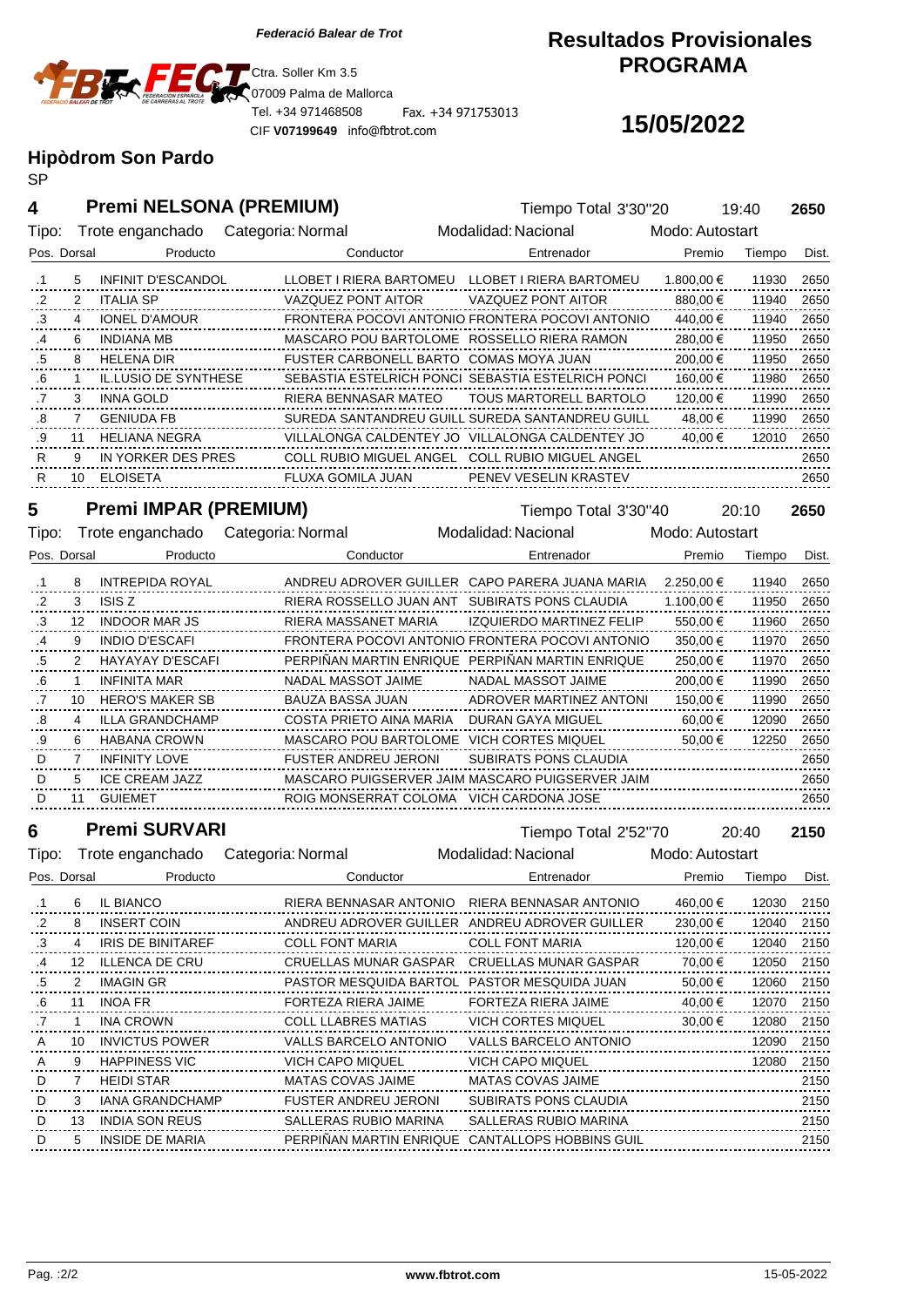*Federació Balear de Trot*

Ctra. Soller Km 3.5
07009 Palma de Mallorca
Tel. +34 971468508 Fax. +34 971753013
CIF **V07199649** info@fbtrot.com

# Resultados Provisionales PROGRAMA

## 15/05/2022

## Hipòdrom Son Pardo

SP

### 4 Premi NELSONA (PREMIUM)

Tiempo Total 3'30''20 19:40 **2650**

Tipo: Trote enganchado Categoria: Normal Modalidad: Nacional Modo: Autostart

| Pos. | Dorsal | Producto | Conductor | Entrenador | Premio | Tiempo | Dist. |
|---|---|---|---|---|---|---|---|
| .1 | 5 | INFINIT D'ESCANDOL | LLOBET I RIERA BARTOMEU | LLOBET I RIERA BARTOMEU | 1.800,00 € | 11930 | 2650 |
| .2 | 2 | ITALIA SP | VAZQUEZ PONT AITOR | VAZQUEZ PONT AITOR | 880,00 € | 11940 | 2650 |
| .3 | 4 | IONEL D'AMOUR | FRONTERA POCOVI ANTONIO | FRONTERA POCOVI ANTONIO | 440,00 € | 11940 | 2650 |
| .4 | 6 | INDIANA MB | MASCARO POU BARTOLOME | ROSSELLO RIERA RAMON | 280,00 € | 11950 | 2650 |
| .5 | 8 | HELENA DIR | FUSTER CARBONELL BARTO | COMAS MOYA JUAN | 200,00 € | 11950 | 2650 |
| .6 | 1 | IL.LUSIO DE SYNTHESE | SEBASTIA ESTELRICH PONCI | SEBASTIA ESTELRICH PONCI | 160,00 € | 11980 | 2650 |
| .7 | 3 | INNA GOLD | RIERA BENNASAR MATEO | TOUS MARTORELL BARTOLO | 120,00 € | 11990 | 2650 |
| .8 | 7 | GENIUDA FB | SUREDA SANTANDREU GUILL | SUREDA SANTANDREU GUILL | 48,00 € | 11990 | 2650 |
| .9 | 11 | HELIANA NEGRA | VILLALONGA CALDENTEY JO | VILLALONGA CALDENTEY JO | 40,00 € | 12010 | 2650 |
| R | 9 | IN YORKER DES PRES | COLL RUBIO MIGUEL ANGEL | COLL RUBIO MIGUEL ANGEL | | | 2650 |
| R | 10 | ELOISETA | FLUXA GOMILA JUAN | PENEV VESELIN KRASTEV | | | 2650 |

### 5 Premi IMPAR (PREMIUM)

Tiempo Total 3'30''40 20:10 **2650**

Tipo: Trote enganchado Categoria: Normal Modalidad: Nacional Modo: Autostart

| Pos. | Dorsal | Producto | Conductor | Entrenador | Premio | Tiempo | Dist. |
|---|---|---|---|---|---|---|---|
| .1 | 8 | INTREPIDA ROYAL | ANDREU ADROVER GUILLER | CAPO PARERA JUANA MARIA | 2.250,00 € | 11940 | 2650 |
| .2 | 3 | ISIS Z | RIERA ROSSELLO JUAN ANT | SUBIRATS PONS CLAUDIA | 1.100,00 € | 11950 | 2650 |
| .3 | 12 | INDOOR MAR JS | RIERA MASSANET MARIA | IZQUIERDO MARTINEZ FELIP | 550,00 € | 11960 | 2650 |
| .4 | 9 | INDIO D'ESCAFI | FRONTERA POCOVI ANTONIO | FRONTERA POCOVI ANTONIO | 350,00 € | 11970 | 2650 |
| .5 | 2 | HAYAYAY D'ESCAFI | PERPIÑAN MARTIN ENRIQUE | PERPIÑAN MARTIN ENRIQUE | 250,00 € | 11970 | 2650 |
| .6 | 1 | INFINITA MAR | NADAL MASSOT JAIME | NADAL MASSOT JAIME | 200,00 € | 11990 | 2650 |
| .7 | 10 | HERO'S MAKER SB | BAUZA BASSA JUAN | ADROVER MARTINEZ ANTONI | 150,00 € | 11990 | 2650 |
| .8 | 4 | ILLA GRANDCHAMP | COSTA PRIETO AINA MARIA | DURAN GAYA MIGUEL | 60,00 € | 12090 | 2650 |
| .9 | 6 | HABANA CROWN | MASCARO POU BARTOLOME | VICH CORTES MIQUEL | 50,00 € | 12250 | 2650 |
| D | 7 | INFINITY LOVE | FUSTER ANDREU JERONI | SUBIRATS PONS CLAUDIA | | | 2650 |
| D | 5 | ICE CREAM JAZZ | MASCARO PUIGSERVER JAIM | MASCARO PUIGSERVER JAIM | | | 2650 |
| D | 11 | GUIEMET | ROIG MONSERRAT COLOMA | VICH CARDONA JOSE | | | 2650 |

### 6 Premi SURVARI

Tiempo Total 2'52''70 20:40 **2150**

Tipo: Trote enganchado Categoria: Normal Modalidad: Nacional Modo: Autostart

| Pos. | Dorsal | Producto | Conductor | Entrenador | Premio | Tiempo | Dist. |
|---|---|---|---|---|---|---|---|
| .1 | 6 | IL BIANCO | RIERA BENNASAR ANTONIO | RIERA BENNASAR ANTONIO | 460,00 € | 12030 | 2150 |
| .2 | 8 | INSERT COIN | ANDREU ADROVER GUILLER | ANDREU ADROVER GUILLER | 230,00 € | 12040 | 2150 |
| .3 | 4 | IRIS DE BINITAREF | COLL FONT MARIA | COLL FONT MARIA | 120,00 € | 12040 | 2150 |
| .4 | 12 | ILLENCA DE CRU | CRUELLAS MUNAR GASPAR | CRUELLAS MUNAR GASPAR | 70,00 € | 12050 | 2150 |
| .5 | 2 | IMAGIN GR | PASTOR MESQUIDA BARTOL | PASTOR MESQUIDA JUAN | 50,00 € | 12060 | 2150 |
| .6 | 11 | INOA FR | FORTEZA RIERA JAIME | FORTEZA RIERA JAIME | 40,00 € | 12070 | 2150 |
| .7 | 1 | INA CROWN | COLL LLABRES MATIAS | VICH CORTES MIQUEL | 30,00 € | 12080 | 2150 |
| A | 10 | INVICTUS POWER | VALLS BARCELO ANTONIO | VALLS BARCELO ANTONIO | | 12090 | 2150 |
| A | 9 | HAPPINESS VIC | VICH CAPO MIQUEL | VICH CAPO MIQUEL | | 12080 | 2150 |
| D | 7 | HEIDI STAR | MATAS COVAS JAIME | MATAS COVAS JAIME | | | 2150 |
| D | 3 | IANA GRANDCHAMP | FUSTER ANDREU JERONI | SUBIRATS PONS CLAUDIA | | | 2150 |
| D | 13 | INDIA SON REUS | SALLERAS RUBIO MARINA | SALLERAS RUBIO MARINA | | | 2150 |
| D | 5 | INSIDE DE MARIA | PERPIÑAN MARTIN ENRIQUE | CANTALLOPS HOBBINS GUIL | | | 2150 |